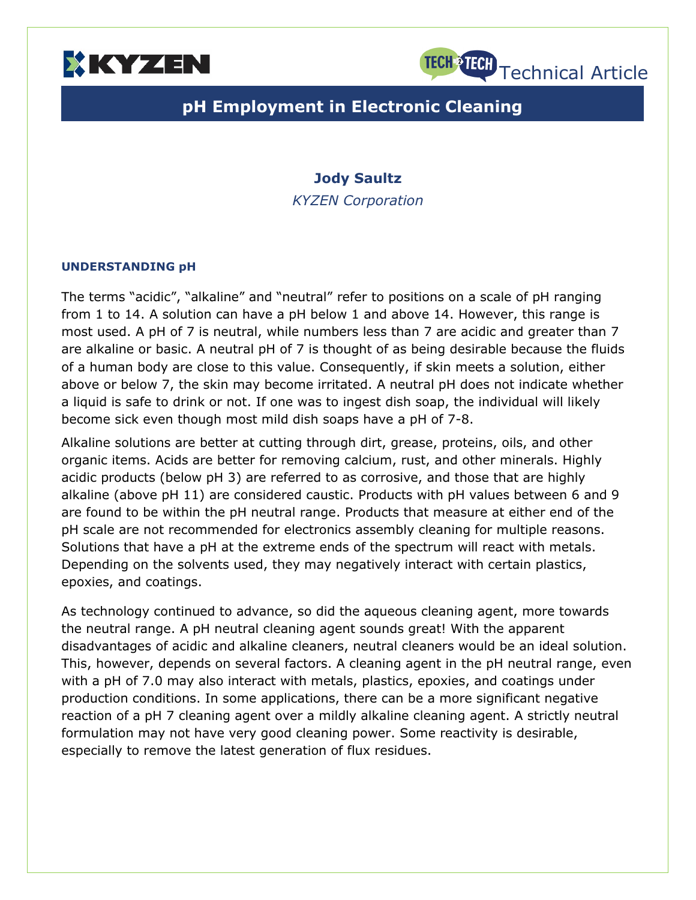KYZEN

TECH 2 TECH Technical Article

# pH Employment in Electronic Cleaning

**Jody Saultz**

*KYZEN Corporation*

## UNDERSTANDING pH

The terms "acidic", "alkaline" and "neutral" refer to positions on a scale of pH ranging from 1 to 14. A solution can have a pH below 1 and above 14. However, this range is most used. A pH of 7 is neutral, while numbers less than 7 are acidic and greater than 7 are alkaline or basic. A neutral pH of 7 is thought of as being desirable because the fluids of a human body are close to this value. Consequently, if skin meets a solution, either above or below 7, the skin may become irritated. A neutral pH does not indicate whether a liquid is safe to drink or not. If one was to ingest dish soap, the individual will likely become sick even though most mild dish soaps have a pH of 7-8.

Alkaline solutions are better at cutting through dirt, grease, proteins, oils, and other organic items. Acids are better for removing calcium, rust, and other minerals. Highly acidic products (below pH 3) are referred to as corrosive, and those that are highly alkaline (above pH 11) are considered caustic. Products with pH values between 6 and 9 are found to be within the pH neutral range. Products that measure at either end of the pH scale are not recommended for electronics assembly cleaning for multiple reasons. Solutions that have a pH at the extreme ends of the spectrum will react with metals. Depending on the solvents used, they may negatively interact with certain plastics, epoxies, and coatings.

As technology continued to advance, so did the aqueous cleaning agent, more towards the neutral range. A pH neutral cleaning agent sounds great! With the apparent disadvantages of acidic and alkaline cleaners, neutral cleaners would be an ideal solution. This, however, depends on several factors. A cleaning agent in the pH neutral range, even with a pH of 7.0 may also interact with metals, plastics, epoxies, and coatings under production conditions. In some applications, there can be a more significant negative reaction of a pH 7 cleaning agent over a mildly alkaline cleaning agent. A strictly neutral formulation may not have very good cleaning power. Some reactivity is desirable, especially to remove the latest generation of flux residues.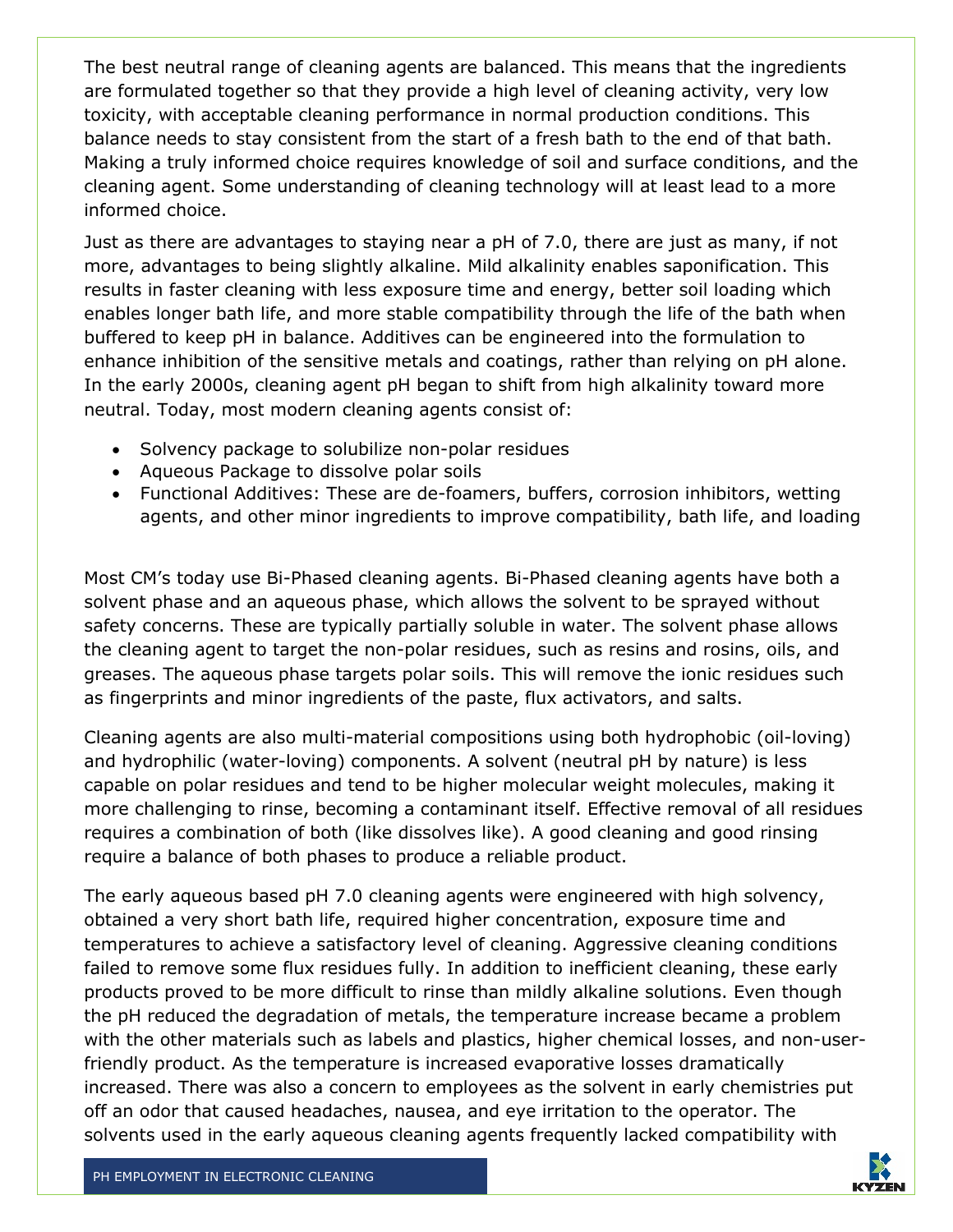The best neutral range of cleaning agents are balanced. This means that the ingredients are formulated together so that they provide a high level of cleaning activity, very low toxicity, with acceptable cleaning performance in normal production conditions. This balance needs to stay consistent from the start of a fresh bath to the end of that bath. Making a truly informed choice requires knowledge of soil and surface conditions, and the cleaning agent. Some understanding of cleaning technology will at least lead to a more informed choice.

Just as there are advantages to staying near a pH of 7.0, there are just as many, if not more, advantages to being slightly alkaline. Mild alkalinity enables saponification. This results in faster cleaning with less exposure time and energy, better soil loading which enables longer bath life, and more stable compatibility through the life of the bath when buffered to keep pH in balance. Additives can be engineered into the formulation to enhance inhibition of the sensitive metals and coatings, rather than relying on pH alone. In the early 2000s, cleaning agent pH began to shift from high alkalinity toward more neutral. Today, most modern cleaning agents consist of:

- Solvency package to solubilize non-polar residues
- Aqueous Package to dissolve polar soils
- Functional Additives: These are de-foamers, buffers, corrosion inhibitors, wetting agents, and other minor ingredients to improve compatibility, bath life, and loading

Most CM's today use Bi-Phased cleaning agents. Bi-Phased cleaning agents have both a solvent phase and an aqueous phase, which allows the solvent to be sprayed without safety concerns. These are typically partially soluble in water. The solvent phase allows the cleaning agent to target the non-polar residues, such as resins and rosins, oils, and greases. The aqueous phase targets polar soils. This will remove the ionic residues such as fingerprints and minor ingredients of the paste, flux activators, and salts.

Cleaning agents are also multi-material compositions using both hydrophobic (oil-loving) and hydrophilic (water-loving) components. A solvent (neutral pH by nature) is less capable on polar residues and tend to be higher molecular weight molecules, making it more challenging to rinse, becoming a contaminant itself. Effective removal of all residues requires a combination of both (like dissolves like). A good cleaning and good rinsing require a balance of both phases to produce a reliable product.

The early aqueous based pH 7.0 cleaning agents were engineered with high solvency, obtained a very short bath life, required higher concentration, exposure time and temperatures to achieve a satisfactory level of cleaning. Aggressive cleaning conditions failed to remove some flux residues fully. In addition to inefficient cleaning, these early products proved to be more difficult to rinse than mildly alkaline solutions. Even though the pH reduced the degradation of metals, the temperature increase became a problem with the other materials such as labels and plastics, higher chemical losses, and non-user-friendly product. As the temperature is increased evaporative losses dramatically increased. There was also a concern to employees as the solvent in early chemistries put off an odor that caused headaches, nausea, and eye irritation to the operator. The solvents used in the early aqueous cleaning agents frequently lacked compatibility with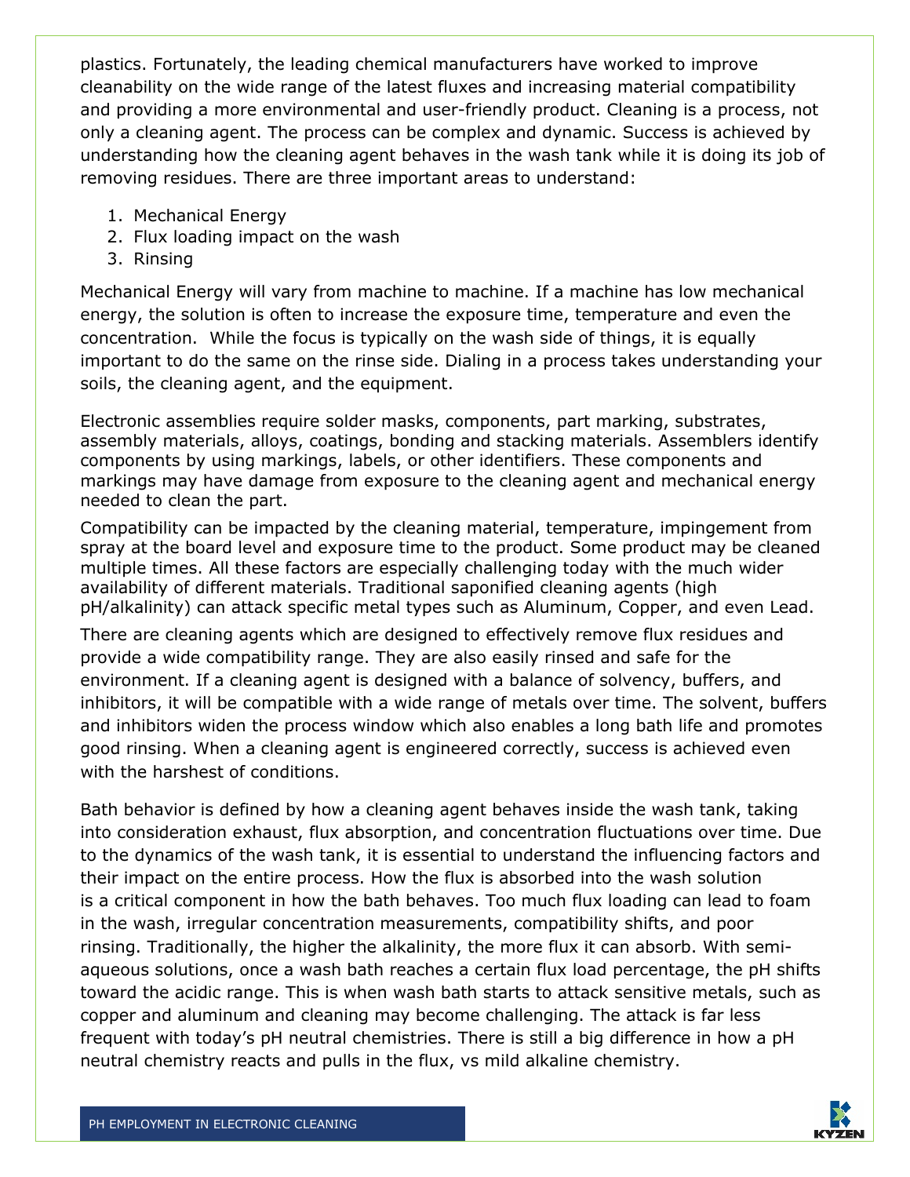plastics. Fortunately, the leading chemical manufacturers have worked to improve cleanability on the wide range of the latest fluxes and increasing material compatibility and providing a more environmental and user-friendly product. Cleaning is a process, not only a cleaning agent. The process can be complex and dynamic. Success is achieved by understanding how the cleaning agent behaves in the wash tank while it is doing its job of removing residues. There are three important areas to understand:

1. Mechanical Energy
2. Flux loading impact on the wash
3. Rinsing

Mechanical Energy will vary from machine to machine. If a machine has low mechanical energy, the solution is often to increase the exposure time, temperature and even the concentration. While the focus is typically on the wash side of things, it is equally important to do the same on the rinse side. Dialing in a process takes understanding your soils, the cleaning agent, and the equipment.

Electronic assemblies require solder masks, components, part marking, substrates, assembly materials, alloys, coatings, bonding and stacking materials. Assemblers identify components by using markings, labels, or other identifiers. These components and markings may have damage from exposure to the cleaning agent and mechanical energy needed to clean the part.

Compatibility can be impacted by the cleaning material, temperature, impingement from spray at the board level and exposure time to the product. Some product may be cleaned multiple times. All these factors are especially challenging today with the much wider availability of different materials. Traditional saponified cleaning agents (high pH/alkalinity) can attack specific metal types such as Aluminum, Copper, and even Lead.

There are cleaning agents which are designed to effectively remove flux residues and provide a wide compatibility range. They are also easily rinsed and safe for the environment. If a cleaning agent is designed with a balance of solvency, buffers, and inhibitors, it will be compatible with a wide range of metals over time. The solvent, buffers and inhibitors widen the process window which also enables a long bath life and promotes good rinsing. When a cleaning agent is engineered correctly, success is achieved even with the harshest of conditions.

Bath behavior is defined by how a cleaning agent behaves inside the wash tank, taking into consideration exhaust, flux absorption, and concentration fluctuations over time. Due to the dynamics of the wash tank, it is essential to understand the influencing factors and their impact on the entire process. How the flux is absorbed into the wash solution is a critical component in how the bath behaves. Too much flux loading can lead to foam in the wash, irregular concentration measurements, compatibility shifts, and poor rinsing. Traditionally, the higher the alkalinity, the more flux it can absorb. With semi-aqueous solutions, once a wash bath reaches a certain flux load percentage, the pH shifts toward the acidic range. This is when wash bath starts to attack sensitive metals, such as copper and aluminum and cleaning may become challenging. The attack is far less frequent with today's pH neutral chemistries. There is still a big difference in how a pH neutral chemistry reacts and pulls in the flux, vs mild alkaline chemistry.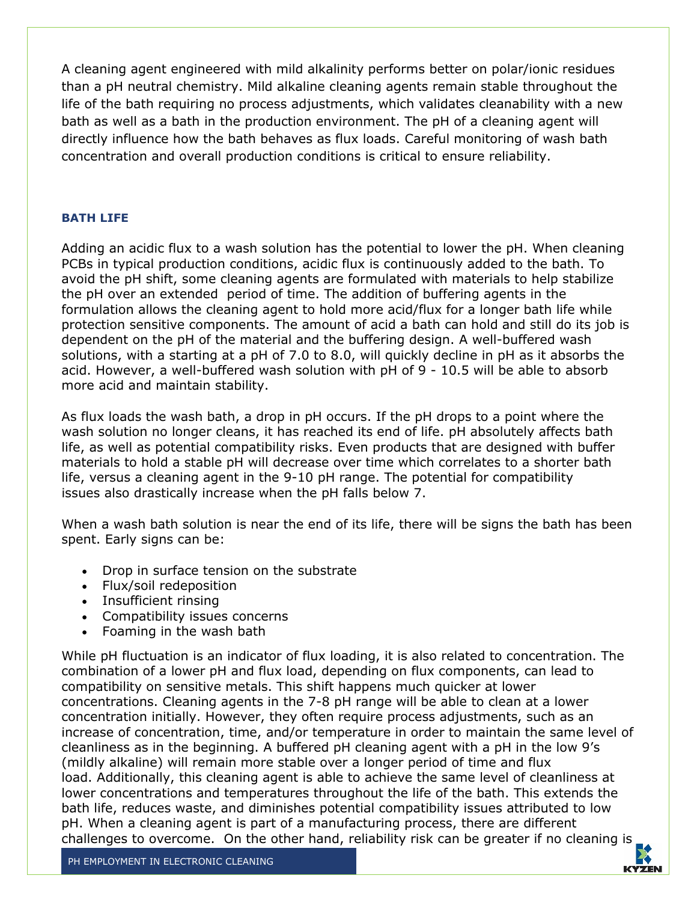A cleaning agent engineered with mild alkalinity performs better on polar/ionic residues than a pH neutral chemistry. Mild alkaline cleaning agents remain stable throughout the life of the bath requiring no process adjustments, which validates cleanability with a new bath as well as a bath in the production environment. The pH of a cleaning agent will directly influence how the bath behaves as flux loads. Careful monitoring of wash bath concentration and overall production conditions is critical to ensure reliability.

## BATH LIFE

Adding an acidic flux to a wash solution has the potential to lower the pH. When cleaning PCBs in typical production conditions, acidic flux is continuously added to the bath. To avoid the pH shift, some cleaning agents are formulated with materials to help stabilize the pH over an extended period of time. The addition of buffering agents in the formulation allows the cleaning agent to hold more acid/flux for a longer bath life while protection sensitive components. The amount of acid a bath can hold and still do its job is dependent on the pH of the material and the buffering design. A well-buffered wash solutions, with a starting at a pH of 7.0 to 8.0, will quickly decline in pH as it absorbs the acid. However, a well-buffered wash solution with pH of 9 - 10.5 will be able to absorb more acid and maintain stability.

As flux loads the wash bath, a drop in pH occurs. If the pH drops to a point where the wash solution no longer cleans, it has reached its end of life. pH absolutely affects bath life, as well as potential compatibility risks. Even products that are designed with buffer materials to hold a stable pH will decrease over time which correlates to a shorter bath life, versus a cleaning agent in the 9-10 pH range. The potential for compatibility issues also drastically increase when the pH falls below 7.

When a wash bath solution is near the end of its life, there will be signs the bath has been spent. Early signs can be:

- Drop in surface tension on the substrate
- Flux/soil redeposition
- Insufficient rinsing
- Compatibility issues concerns
- Foaming in the wash bath

While pH fluctuation is an indicator of flux loading, it is also related to concentration. The combination of a lower pH and flux load, depending on flux components, can lead to compatibility on sensitive metals. This shift happens much quicker at lower concentrations. Cleaning agents in the 7-8 pH range will be able to clean at a lower concentration initially. However, they often require process adjustments, such as an increase of concentration, time, and/or temperature in order to maintain the same level of cleanliness as in the beginning. A buffered pH cleaning agent with a pH in the low 9's (mildly alkaline) will remain more stable over a longer period of time and flux load. Additionally, this cleaning agent is able to achieve the same level of cleanliness at lower concentrations and temperatures throughout the life of the bath. This extends the bath life, reduces waste, and diminishes potential compatibility issues attributed to low pH. When a cleaning agent is part of a manufacturing process, there are different challenges to overcome. On the other hand, reliability risk can be greater if no cleaning is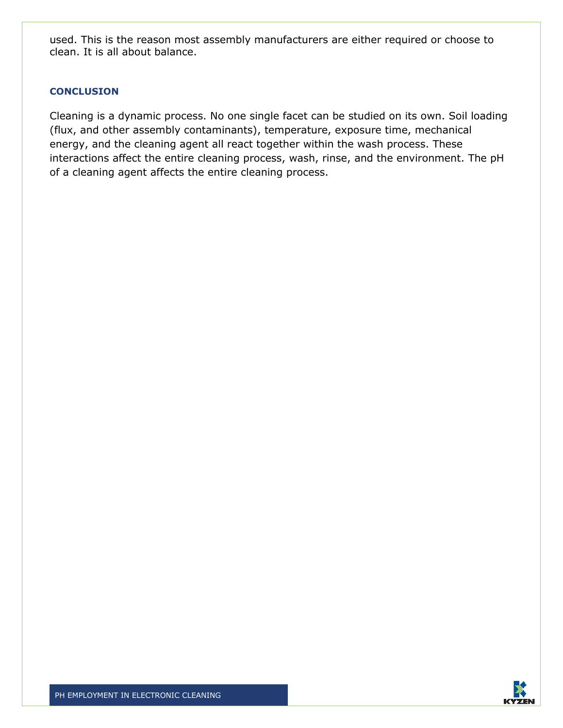used. This is the reason most assembly manufacturers are either required or choose to clean. It is all about balance.

## CONCLUSION

Cleaning is a dynamic process. No one single facet can be studied on its own. Soil loading (flux, and other assembly contaminants), temperature, exposure time, mechanical energy, and the cleaning agent all react together within the wash process. These interactions affect the entire cleaning process, wash, rinse, and the environment. The pH of a cleaning agent affects the entire cleaning process.